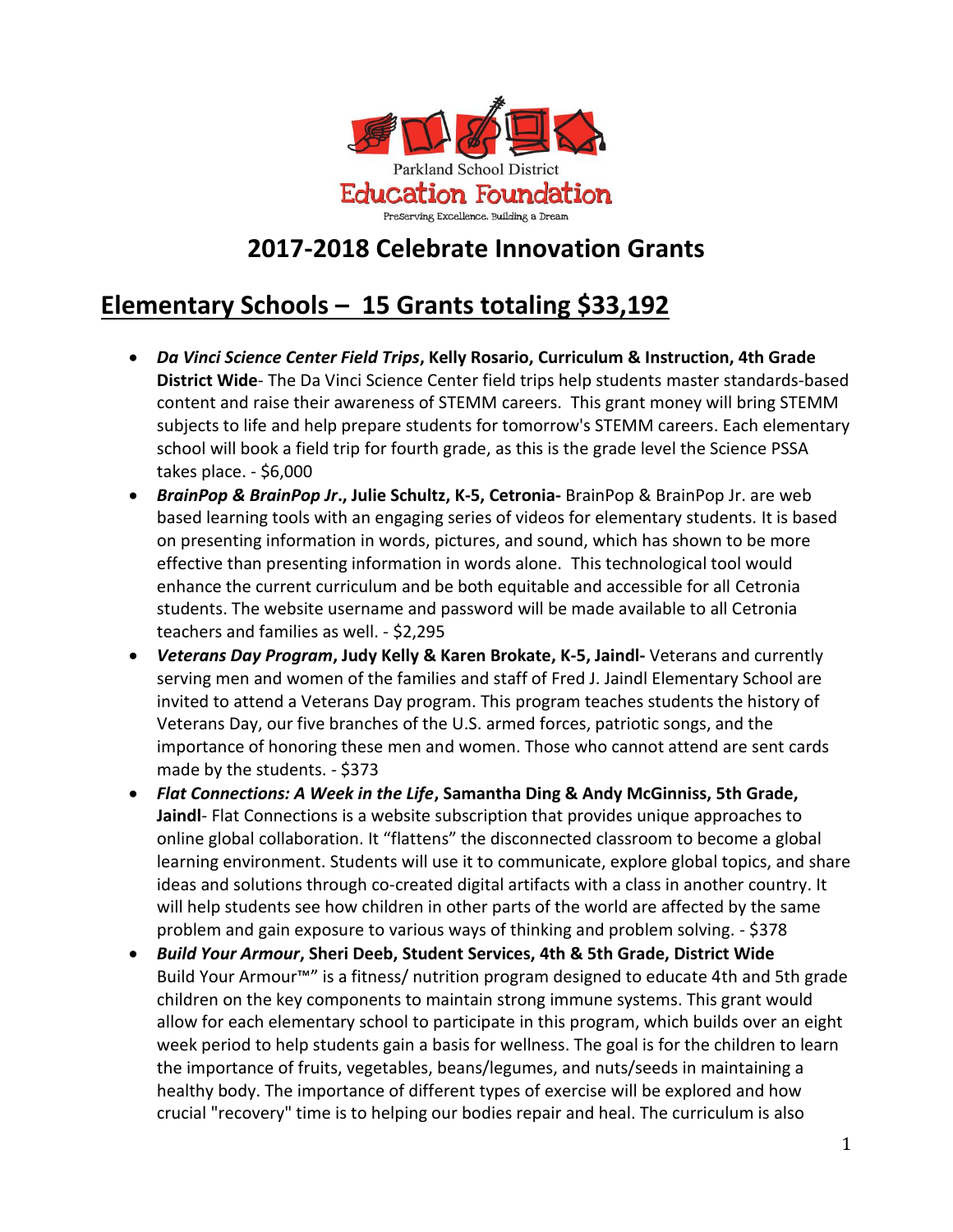Parkland School District

Education Foundation

Preserving Excellence. Building a Dream

# 2017-2018 Celebrate Innovation Grants

## Elementary Schools – 15 Grants totaling $33,192

- ***Da Vinci Science Center Field Trips*, Kelly Rosario, Curriculum & Instruction, 4th Grade District Wide**- The Da Vinci Science Center field trips help students master standards-based content and raise their awareness of STEMM careers. This grant money will bring STEMM subjects to life and help prepare students for tomorrow's STEMM careers. Each elementary school will book a field trip for fourth grade, as this is the grade level the Science PSSA takes place. - $6,000
- ***BrainPop & BrainPop Jr*., Julie Schultz, K-5, Cetronia-** BrainPop & BrainPop Jr. are web based learning tools with an engaging series of videos for elementary students. It is based on presenting information in words, pictures, and sound, which has shown to be more effective than presenting information in words alone. This technological tool would enhance the current curriculum and be both equitable and accessible for all Cetronia students. The website username and password will be made available to all Cetronia teachers and families as well. - $2,295
- ***Veterans Day Program*, Judy Kelly & Karen Brokate, K-5, Jaindl-** Veterans and currently serving men and women of the families and staff of Fred J. Jaindl Elementary School are invited to attend a Veterans Day program. This program teaches students the history of Veterans Day, our five branches of the U.S. armed forces, patriotic songs, and the importance of honoring these men and women. Those who cannot attend are sent cards made by the students. - $373
- ***Flat Connections: A Week in the Life*, Samantha Ding & Andy McGinniss, 5th Grade, Jaindl**- Flat Connections is a website subscription that provides unique approaches to online global collaboration. It "flattens" the disconnected classroom to become a global learning environment. Students will use it to communicate, explore global topics, and share ideas and solutions through co-created digital artifacts with a class in another country. It will help students see how children in other parts of the world are affected by the same problem and gain exposure to various ways of thinking and problem solving. - $378
- ***Build Your Armour*, Sheri Deeb, Student Services, 4th & 5th Grade, District Wide** Build Your Armour™" is a fitness/ nutrition program designed to educate 4th and 5th grade children on the key components to maintain strong immune systems. This grant would allow for each elementary school to participate in this program, which builds over an eight week period to help students gain a basis for wellness. The goal is for the children to learn the importance of fruits, vegetables, beans/legumes, and nuts/seeds in maintaining a healthy body. The importance of different types of exercise will be explored and how crucial "recovery" time is to helping our bodies repair and heal. The curriculum is also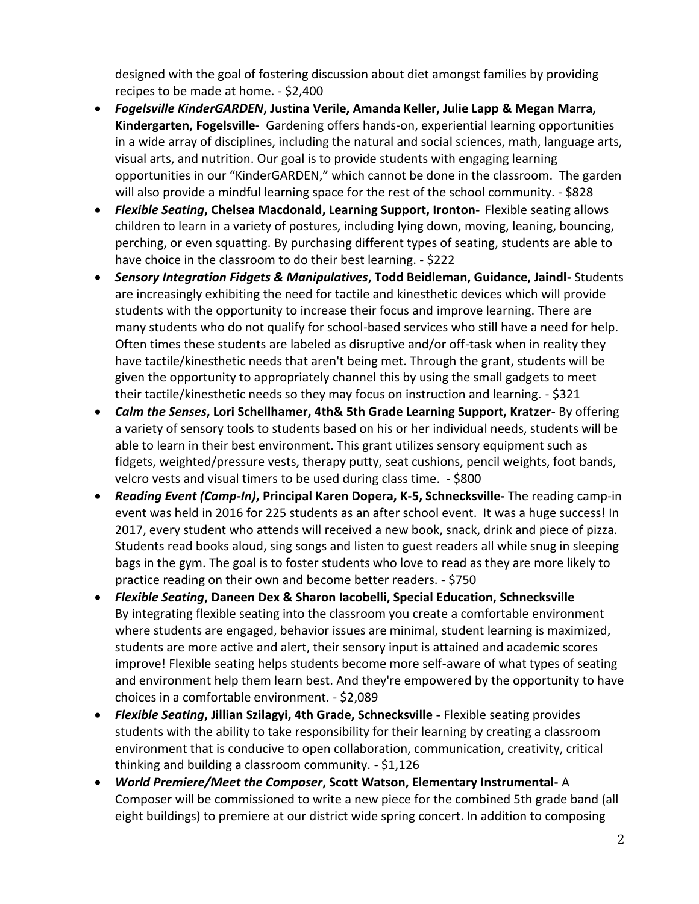designed with the goal of fostering discussion about diet amongst families by providing recipes to be made at home. - $2,400

- ***Fogelsville KinderGARDEN*, Justina Verile, Amanda Keller, Julie Lapp & Megan Marra, Kindergarten, Fogelsville-** Gardening offers hands-on, experiential learning opportunities in a wide array of disciplines, including the natural and social sciences, math, language arts, visual arts, and nutrition. Our goal is to provide students with engaging learning opportunities in our "KinderGARDEN," which cannot be done in the classroom. The garden will also provide a mindful learning space for the rest of the school community. - $828
- ***Flexible Seating*, Chelsea Macdonald, Learning Support, Ironton-** Flexible seating allows children to learn in a variety of postures, including lying down, moving, leaning, bouncing, perching, or even squatting. By purchasing different types of seating, students are able to have choice in the classroom to do their best learning. - $222
- ***Sensory Integration Fidgets & Manipulatives*, Todd Beidleman, Guidance, Jaindl-** Students are increasingly exhibiting the need for tactile and kinesthetic devices which will provide students with the opportunity to increase their focus and improve learning. There are many students who do not qualify for school-based services who still have a need for help. Often times these students are labeled as disruptive and/or off-task when in reality they have tactile/kinesthetic needs that aren't being met. Through the grant, students will be given the opportunity to appropriately channel this by using the small gadgets to meet their tactile/kinesthetic needs so they may focus on instruction and learning. - $321
- ***Calm the Senses*, Lori Schellhamer, 4th& 5th Grade Learning Support, Kratzer-** By offering a variety of sensory tools to students based on his or her individual needs, students will be able to learn in their best environment. This grant utilizes sensory equipment such as fidgets, weighted/pressure vests, therapy putty, seat cushions, pencil weights, foot bands, velcro vests and visual timers to be used during class time. - $800
- ***Reading Event (Camp-In)*, Principal Karen Dopera, K-5, Schnecksville-** The reading camp-in event was held in 2016 for 225 students as an after school event. It was a huge success! In 2017, every student who attends will received a new book, snack, drink and piece of pizza. Students read books aloud, sing songs and listen to guest readers all while snug in sleeping bags in the gym. The goal is to foster students who love to read as they are more likely to practice reading on their own and become better readers. - $750
- ***Flexible Seating*, Daneen Dex & Sharon Iacobelli, Special Education, Schnecksville** By integrating flexible seating into the classroom you create a comfortable environment where students are engaged, behavior issues are minimal, student learning is maximized, students are more active and alert, their sensory input is attained and academic scores improve! Flexible seating helps students become more self-aware of what types of seating and environment help them learn best. And they're empowered by the opportunity to have choices in a comfortable environment. - $2,089
- ***Flexible Seating*, Jillian Szilagyi, 4th Grade, Schnecksville -** Flexible seating provides students with the ability to take responsibility for their learning by creating a classroom environment that is conducive to open collaboration, communication, creativity, critical thinking and building a classroom community. - $1,126
- ***World Premiere/Meet the Composer*, Scott Watson, Elementary Instrumental-** A Composer will be commissioned to write a new piece for the combined 5th grade band (all eight buildings) to premiere at our district wide spring concert. In addition to composing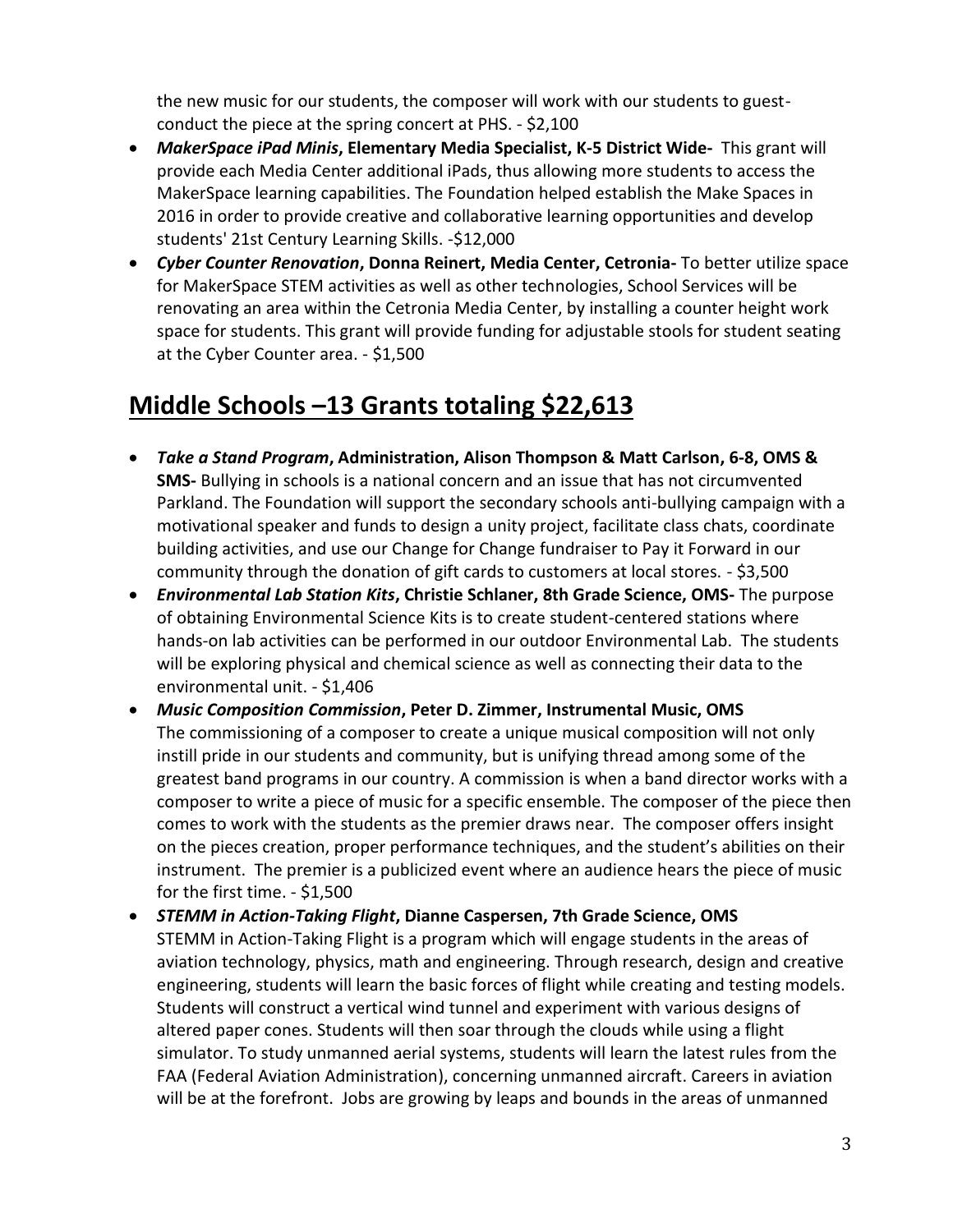the new music for our students, the composer will work with our students to guest-conduct the piece at the spring concert at PHS. - $2,100

- ***MakerSpace iPad Minis*, Elementary Media Specialist, K-5 District Wide-** This grant will provide each Media Center additional iPads, thus allowing more students to access the MakerSpace learning capabilities. The Foundation helped establish the Make Spaces in 2016 in order to provide creative and collaborative learning opportunities and develop students' 21st Century Learning Skills. -$12,000
- ***Cyber Counter Renovation*, Donna Reinert, Media Center, Cetronia-** To better utilize space for MakerSpace STEM activities as well as other technologies, School Services will be renovating an area within the Cetronia Media Center, by installing a counter height work space for students. This grant will provide funding for adjustable stools for student seating at the Cyber Counter area. - $1,500

## Middle Schools –13 Grants totaling $22,613

- ***Take a Stand Program*, Administration, Alison Thompson & Matt Carlson, 6-8, OMS & SMS-** Bullying in schools is a national concern and an issue that has not circumvented Parkland. The Foundation will support the secondary schools anti-bullying campaign with a motivational speaker and funds to design a unity project, facilitate class chats, coordinate building activities, and use our Change for Change fundraiser to Pay it Forward in our community through the donation of gift cards to customers at local stores. - $3,500
- ***Environmental Lab Station Kits*, Christie Schlaner, 8th Grade Science, OMS-** The purpose of obtaining Environmental Science Kits is to create student-centered stations where hands-on lab activities can be performed in our outdoor Environmental Lab. The students will be exploring physical and chemical science as well as connecting their data to the environmental unit. - $1,406
- ***Music Composition Commission*, Peter D. Zimmer, Instrumental Music, OMS**
  The commissioning of a composer to create a unique musical composition will not only instill pride in our students and community, but is unifying thread among some of the greatest band programs in our country. A commission is when a band director works with a composer to write a piece of music for a specific ensemble. The composer of the piece then comes to work with the students as the premier draws near. The composer offers insight on the pieces creation, proper performance techniques, and the student's abilities on their instrument. The premier is a publicized event where an audience hears the piece of music for the first time. - $1,500
- ***STEMM in Action-Taking Flight*, Dianne Caspersen, 7th Grade Science, OMS**
  STEMM in Action-Taking Flight is a program which will engage students in the areas of aviation technology, physics, math and engineering. Through research, design and creative engineering, students will learn the basic forces of flight while creating and testing models. Students will construct a vertical wind tunnel and experiment with various designs of altered paper cones. Students will then soar through the clouds while using a flight simulator. To study unmanned aerial systems, students will learn the latest rules from the FAA (Federal Aviation Administration), concerning unmanned aircraft. Careers in aviation will be at the forefront. Jobs are growing by leaps and bounds in the areas of unmanned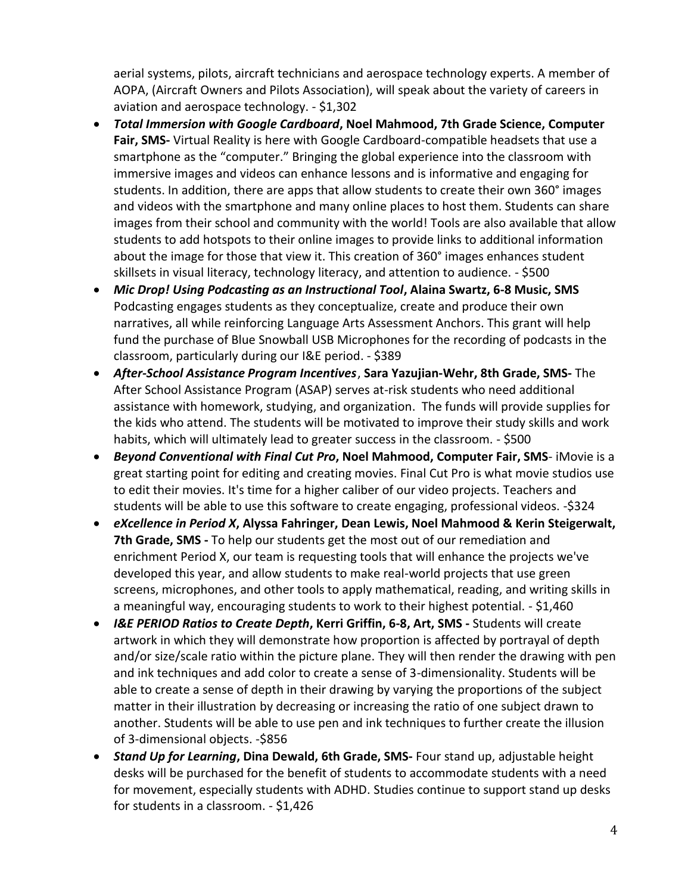aerial systems, pilots, aircraft technicians and aerospace technology experts. A member of AOPA, (Aircraft Owners and Pilots Association), will speak about the variety of careers in aviation and aerospace technology. - $1,302

- ***Total Immersion with Google Cardboard*, Noel Mahmood, 7th Grade Science, Computer Fair, SMS-** Virtual Reality is here with Google Cardboard-compatible headsets that use a smartphone as the "computer." Bringing the global experience into the classroom with immersive images and videos can enhance lessons and is informative and engaging for students. In addition, there are apps that allow students to create their own 360° images and videos with the smartphone and many online places to host them. Students can share images from their school and community with the world! Tools are also available that allow students to add hotspots to their online images to provide links to additional information about the image for those that view it. This creation of 360° images enhances student skillsets in visual literacy, technology literacy, and attention to audience. - $500
- ***Mic Drop! Using Podcasting as an Instructional Tool*, Alaina Swartz, 6-8 Music, SMS** Podcasting engages students as they conceptualize, create and produce their own narratives, all while reinforcing Language Arts Assessment Anchors. This grant will help fund the purchase of Blue Snowball USB Microphones for the recording of podcasts in the classroom, particularly during our I&E period. - $389
- ***After-School Assistance Program Incentives*, Sara Yazujian-Wehr, 8th Grade, SMS-** The After School Assistance Program (ASAP) serves at-risk students who need additional assistance with homework, studying, and organization. The funds will provide supplies for the kids who attend. The students will be motivated to improve their study skills and work habits, which will ultimately lead to greater success in the classroom. - $500
- ***Beyond Conventional with Final Cut Pro*, Noel Mahmood, Computer Fair, SMS**- iMovie is a great starting point for editing and creating movies. Final Cut Pro is what movie studios use to edit their movies. It's time for a higher caliber of our video projects. Teachers and students will be able to use this software to create engaging, professional videos. -$324
- ***eXcellence in Period X*, Alyssa Fahringer, Dean Lewis, Noel Mahmood & Kerin Steigerwalt, 7th Grade, SMS -** To help our students get the most out of our remediation and enrichment Period X, our team is requesting tools that will enhance the projects we've developed this year, and allow students to make real-world projects that use green screens, microphones, and other tools to apply mathematical, reading, and writing skills in a meaningful way, encouraging students to work to their highest potential. - $1,460
- ***I&E PERIOD Ratios to Create Depth*, Kerri Griffin, 6-8, Art, SMS -** Students will create artwork in which they will demonstrate how proportion is affected by portrayal of depth and/or size/scale ratio within the picture plane. They will then render the drawing with pen and ink techniques and add color to create a sense of 3-dimensionality. Students will be able to create a sense of depth in their drawing by varying the proportions of the subject matter in their illustration by decreasing or increasing the ratio of one subject drawn to another. Students will be able to use pen and ink techniques to further create the illusion of 3-dimensional objects. -$856
- ***Stand Up for Learning*, Dina Dewald, 6th Grade, SMS-** Four stand up, adjustable height desks will be purchased for the benefit of students to accommodate students with a need for movement, especially students with ADHD. Studies continue to support stand up desks for students in a classroom. - $1,426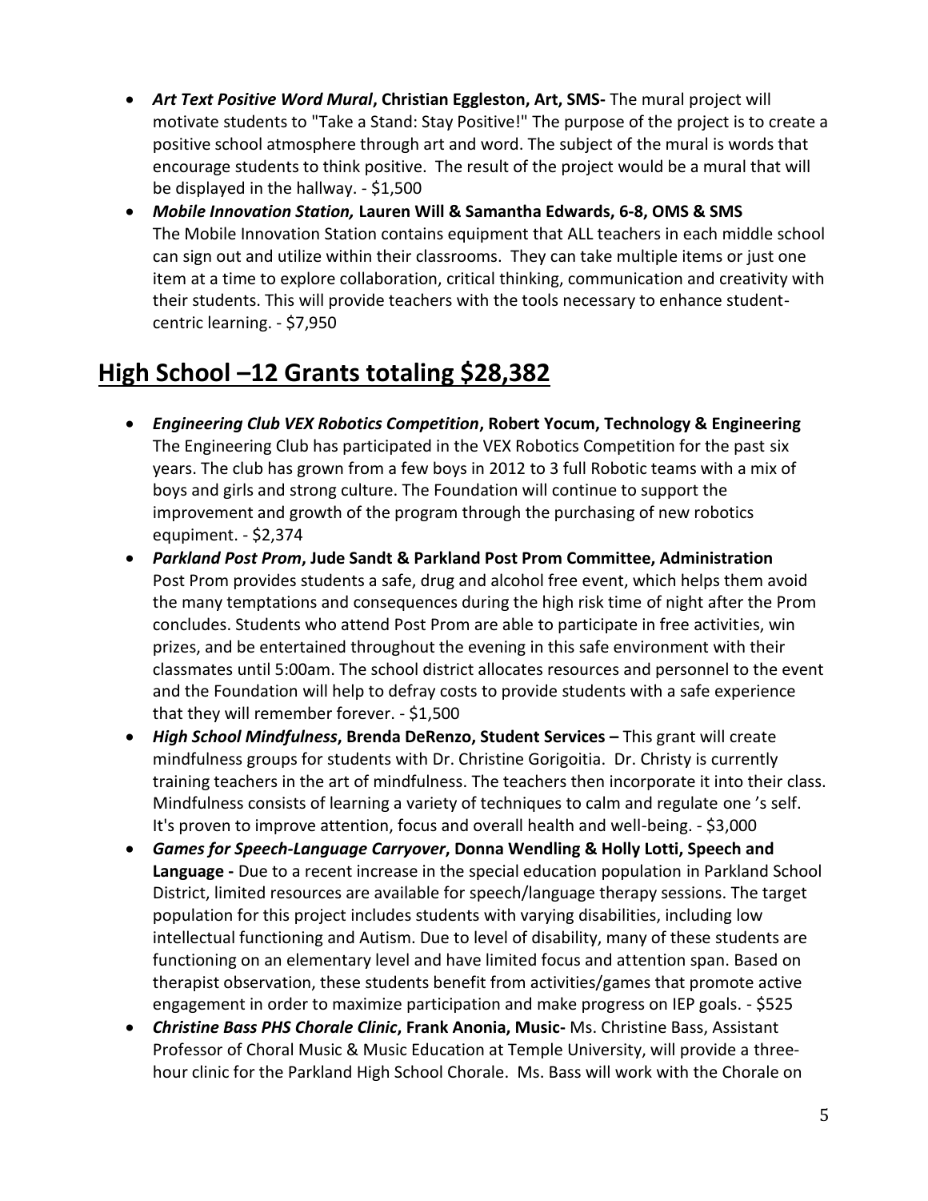- ***Art Text Positive Word Mural*, Christian Eggleston, Art, SMS-** The mural project will motivate students to "Take a Stand: Stay Positive!" The purpose of the project is to create a positive school atmosphere through art and word. The subject of the mural is words that encourage students to think positive. The result of the project would be a mural that will be displayed in the hallway. - $1,500
- ***Mobile Innovation Station,* Lauren Will & Samantha Edwards, 6-8, OMS & SMS**
  The Mobile Innovation Station contains equipment that ALL teachers in each middle school can sign out and utilize within their classrooms. They can take multiple items or just one item at a time to explore collaboration, critical thinking, communication and creativity with their students. This will provide teachers with the tools necessary to enhance student-centric learning. - $7,950

## High School –12 Grants totaling $28,382

- ***Engineering Club VEX Robotics Competition*, Robert Yocum, Technology & Engineering**
  The Engineering Club has participated in the VEX Robotics Competition for the past six years. The club has grown from a few boys in 2012 to 3 full Robotic teams with a mix of boys and girls and strong culture. The Foundation will continue to support the improvement and growth of the program through the purchasing of new robotics equipment. - $2,374
- ***Parkland Post Prom*, Jude Sandt & Parkland Post Prom Committee, Administration**
  Post Prom provides students a safe, drug and alcohol free event, which helps them avoid the many temptations and consequences during the high risk time of night after the Prom concludes. Students who attend Post Prom are able to participate in free activities, win prizes, and be entertained throughout the evening in this safe environment with their classmates until 5:00am. The school district allocates resources and personnel to the event and the Foundation will help to defray costs to provide students with a safe experience that they will remember forever. - $1,500
- ***High School Mindfulness*, Brenda DeRenzo, Student Services –** This grant will create mindfulness groups for students with Dr. Christine Gorigoitia. Dr. Christy is currently training teachers in the art of mindfulness. The teachers then incorporate it into their class. Mindfulness consists of learning a variety of techniques to calm and regulate one 's self. It's proven to improve attention, focus and overall health and well-being. - $3,000
- ***Games for Speech-Language Carryover*, Donna Wendling & Holly Lotti, Speech and Language -** Due to a recent increase in the special education population in Parkland School District, limited resources are available for speech/language therapy sessions. The target population for this project includes students with varying disabilities, including low intellectual functioning and Autism. Due to level of disability, many of these students are functioning on an elementary level and have limited focus and attention span. Based on therapist observation, these students benefit from activities/games that promote active engagement in order to maximize participation and make progress on IEP goals. - $525
- ***Christine Bass PHS Chorale Clinic*, Frank Anonia, Music-** Ms. Christine Bass, Assistant Professor of Choral Music & Music Education at Temple University, will provide a three-hour clinic for the Parkland High School Chorale. Ms. Bass will work with the Chorale on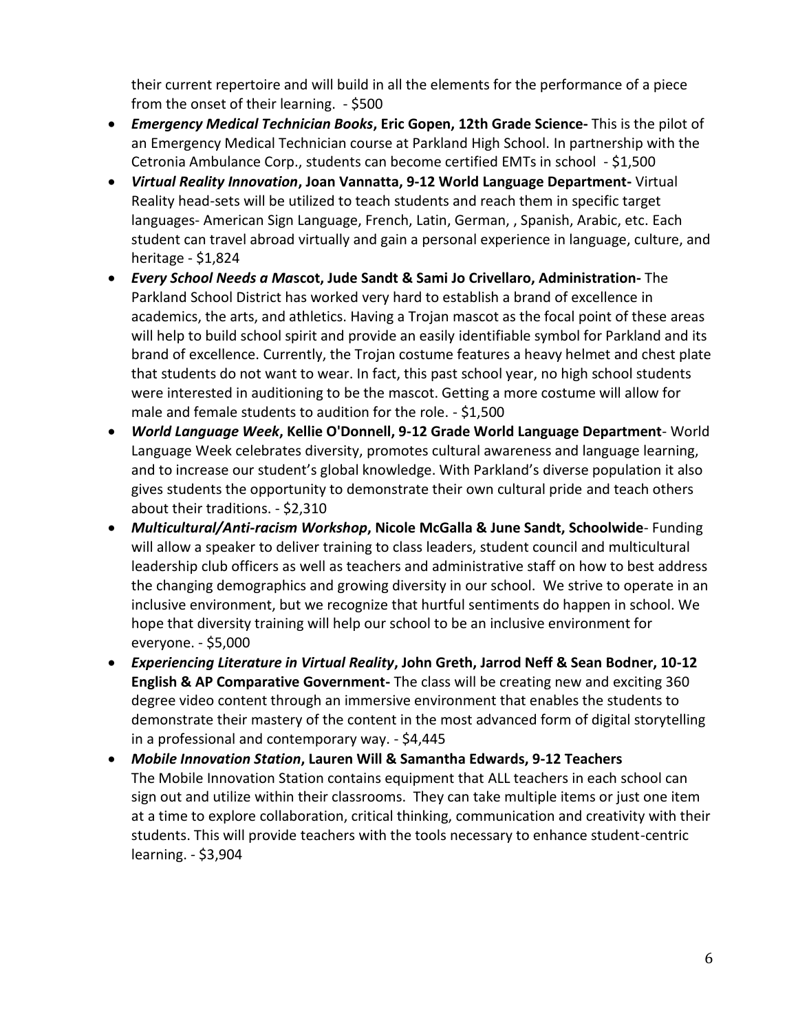their current repertoire and will build in all the elements for the performance of a piece from the onset of their learning. - $500

- ***Emergency Medical Technician Books*****, Eric Gopen, 12th Grade Science-** This is the pilot of an Emergency Medical Technician course at Parkland High School. In partnership with the Cetronia Ambulance Corp., students can become certified EMTs in school - $1,500
- ***Virtual Reality Innovation*****, Joan Vannatta, 9-12 World Language Department-** Virtual Reality head-sets will be utilized to teach students and reach them in specific target languages- American Sign Language, French, Latin, German, , Spanish, Arabic, etc. Each student can travel abroad virtually and gain a personal experience in language, culture, and heritage - $1,824
- ***Every School Needs a Ma*****scot, Jude Sandt & Sami Jo Crivellaro, Administration-** The Parkland School District has worked very hard to establish a brand of excellence in academics, the arts, and athletics. Having a Trojan mascot as the focal point of these areas will help to build school spirit and provide an easily identifiable symbol for Parkland and its brand of excellence. Currently, the Trojan costume features a heavy helmet and chest plate that students do not want to wear. In fact, this past school year, no high school students were interested in auditioning to be the mascot. Getting a more costume will allow for male and female students to audition for the role. - $1,500
- ***World Language Week*****, Kellie O'Donnell, 9-12 Grade World Language Department**- World Language Week celebrates diversity, promotes cultural awareness and language learning, and to increase our student's global knowledge. With Parkland's diverse population it also gives students the opportunity to demonstrate their own cultural pride and teach others about their traditions. - $2,310
- ***Multicultural/Anti-racism Workshop*****, Nicole McGalla & June Sandt, Schoolwide**- Funding will allow a speaker to deliver training to class leaders, student council and multicultural leadership club officers as well as teachers and administrative staff on how to best address the changing demographics and growing diversity in our school. We strive to operate in an inclusive environment, but we recognize that hurtful sentiments do happen in school. We hope that diversity training will help our school to be an inclusive environment for everyone. - $5,000
- ***Experiencing Literature in Virtual Reality*****, John Greth, Jarrod Neff & Sean Bodner, 10-12 English & AP Comparative Government-** The class will be creating new and exciting 360 degree video content through an immersive environment that enables the students to demonstrate their mastery of the content in the most advanced form of digital storytelling in a professional and contemporary way. - $4,445
- ***Mobile Innovation Station*****, Lauren Will & Samantha Edwards, 9-12 Teachers** The Mobile Innovation Station contains equipment that ALL teachers in each school can sign out and utilize within their classrooms. They can take multiple items or just one item at a time to explore collaboration, critical thinking, communication and creativity with their students. This will provide teachers with the tools necessary to enhance student-centric learning. - $3,904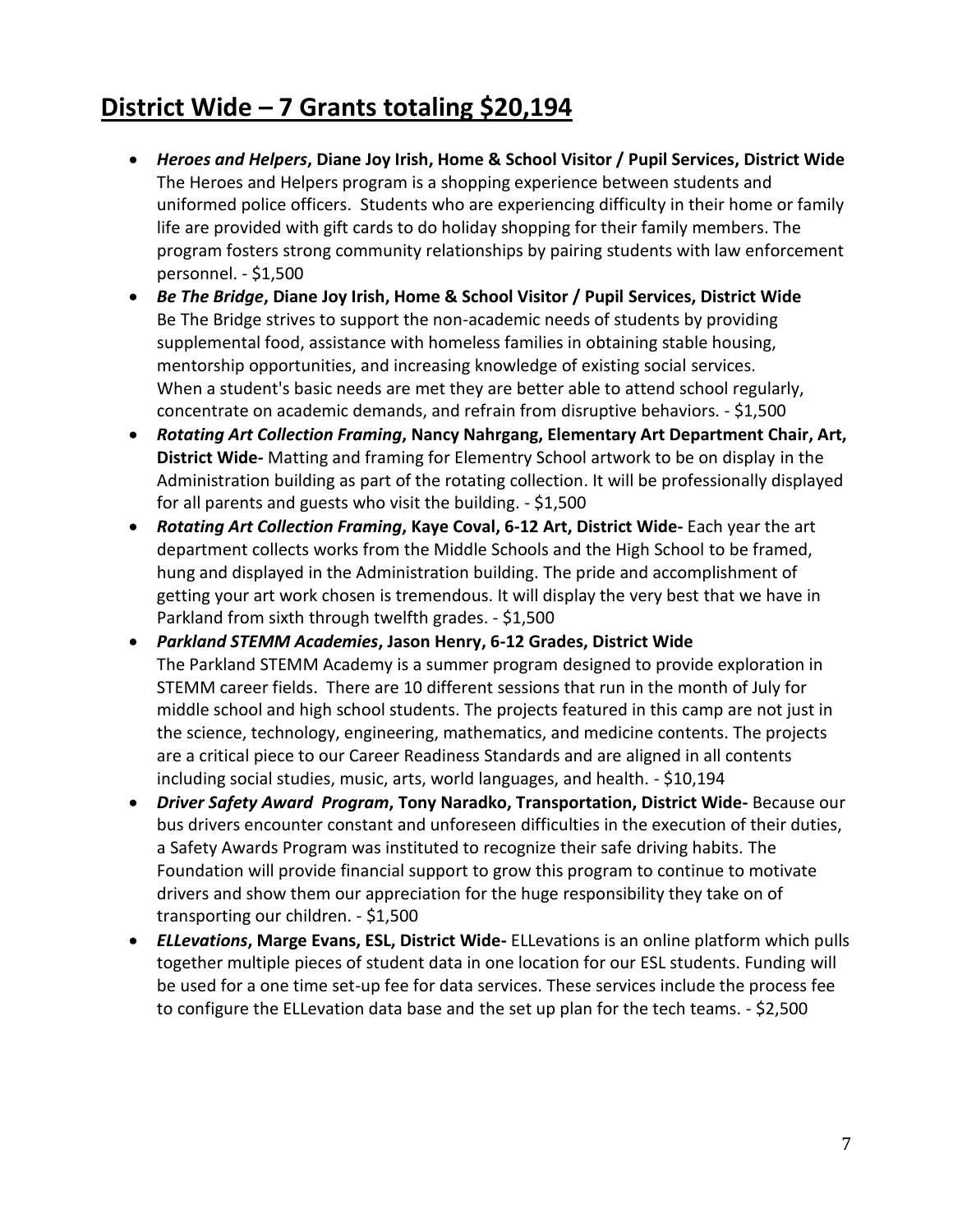## District Wide – 7 Grants totaling $20,194

- ***Heroes and Helpers*, Diane Joy Irish, Home & School Visitor / Pupil Services, District Wide**
  The Heroes and Helpers program is a shopping experience between students and uniformed police officers. Students who are experiencing difficulty in their home or family life are provided with gift cards to do holiday shopping for their family members. The program fosters strong community relationships by pairing students with law enforcement personnel. - $1,500
- ***Be The Bridge*, Diane Joy Irish, Home & School Visitor / Pupil Services, District Wide**
  Be The Bridge strives to support the non-academic needs of students by providing supplemental food, assistance with homeless families in obtaining stable housing, mentorship opportunities, and increasing knowledge of existing social services. When a student's basic needs are met they are better able to attend school regularly, concentrate on academic demands, and refrain from disruptive behaviors. - $1,500
- ***Rotating Art Collection Framing*, Nancy Nahrgang, Elementary Art Department Chair, Art, District Wide-** Matting and framing for Elementry School artwork to be on display in the Administration building as part of the rotating collection. It will be professionally displayed for all parents and guests who visit the building. - $1,500
- ***Rotating Art Collection Framing*, Kaye Coval, 6-12 Art, District Wide-** Each year the art department collects works from the Middle Schools and the High School to be framed, hung and displayed in the Administration building. The pride and accomplishment of getting your art work chosen is tremendous. It will display the very best that we have in Parkland from sixth through twelfth grades. - $1,500
- ***Parkland STEMM Academies*, Jason Henry, 6-12 Grades, District Wide**
  The Parkland STEMM Academy is a summer program designed to provide exploration in STEMM career fields. There are 10 different sessions that run in the month of July for middle school and high school students. The projects featured in this camp are not just in the science, technology, engineering, mathematics, and medicine contents. The projects are a critical piece to our Career Readiness Standards and are aligned in all contents including social studies, music, arts, world languages, and health. - $10,194
- ***Driver Safety Award Program*, Tony Naradko, Transportation, District Wide-** Because our bus drivers encounter constant and unforeseen difficulties in the execution of their duties, a Safety Awards Program was instituted to recognize their safe driving habits. The Foundation will provide financial support to grow this program to continue to motivate drivers and show them our appreciation for the huge responsibility they take on of transporting our children. - $1,500
- ***ELLevations*, Marge Evans, ESL, District Wide-** ELLevations is an online platform which pulls together multiple pieces of student data in one location for our ESL students. Funding will be used for a one time set-up fee for data services. These services include the process fee to configure the ELLevation data base and the set up plan for the tech teams. - $2,500